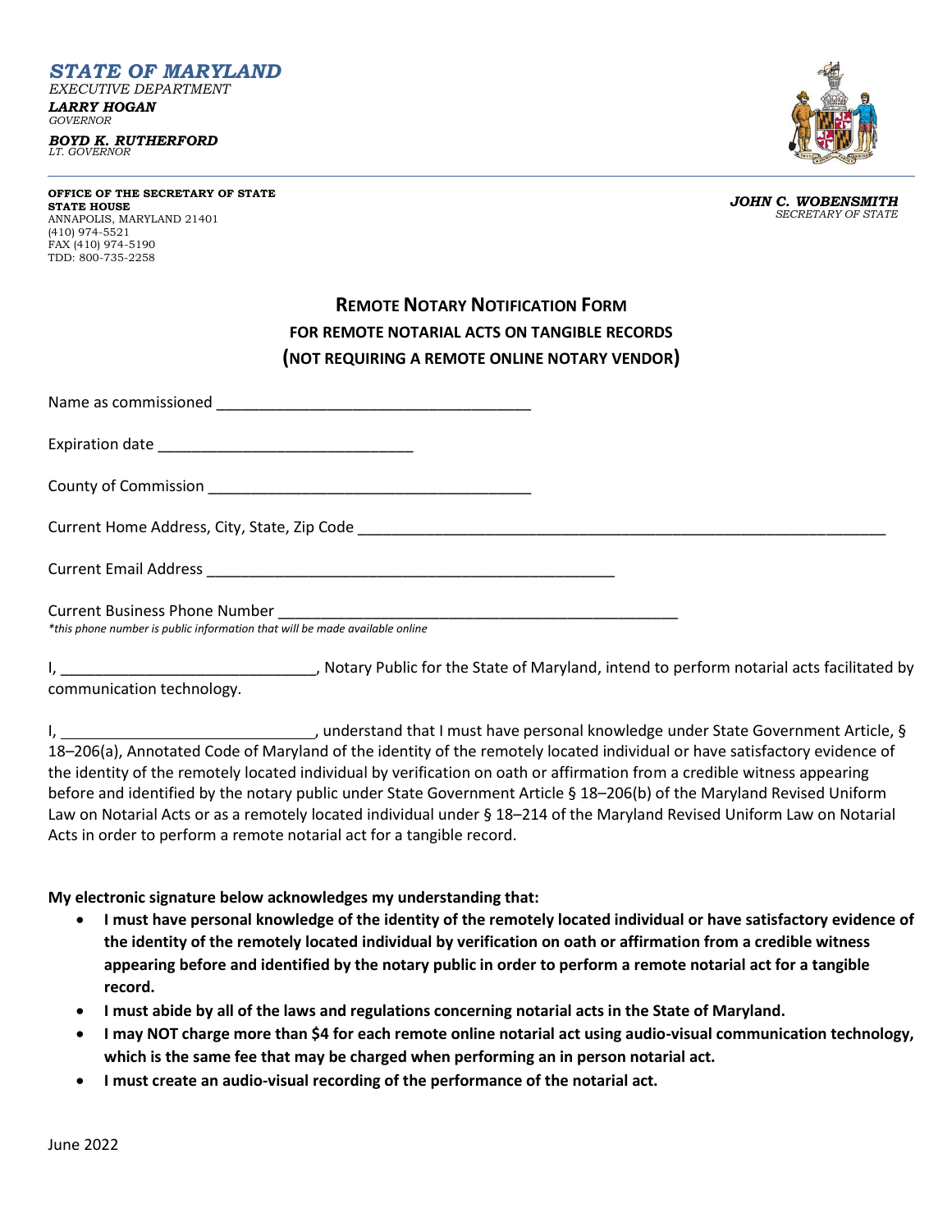***STATE OF MARYLAND***

*EXECUTIVE DEPARTMENT*

***LARRY HOGAN***
*GOVERNOR*

***BOYD K. RUTHERFORD***
*LT. GOVERNOR*

**OFFICE OF THE SECRETARY OF STATE**
**STATE HOUSE**
ANNAPOLIS, MARYLAND 21401
(410) 974-5521
FAX (410) 974-5190
TDD: 800-735-2258

***JOHN C. WOBENSMITH***
*SECRETARY OF STATE*

## REMOTE NOTARY NOTIFICATION FORM
### FOR REMOTE NOTARIAL ACTS ON TANGIBLE RECORDS
### (NOT REQUIRING A REMOTE ONLINE NOTARY VENDOR)

Name as commissioned ____________________________________

Expiration date ______________________________

County of Commission _____________________________________

Current Home Address, City, State, Zip Code ______________________________________________________________

Current Email Address ________________________________________________

Current Business Phone Number _______________________________________________
*\*this phone number is public information that will be made available online*

I, _____________________________, Notary Public for the State of Maryland, intend to perform notarial acts facilitated by communication technology.

I, _____________________________, understand that I must have personal knowledge under State Government Article, § 18–206(a), Annotated Code of Maryland of the identity of the remotely located individual or have satisfactory evidence of the identity of the remotely located individual by verification on oath or affirmation from a credible witness appearing before and identified by the notary public under State Government Article § 18–206(b) of the Maryland Revised Uniform Law on Notarial Acts or as a remotely located individual under § 18–214 of the Maryland Revised Uniform Law on Notarial Acts in order to perform a remote notarial act for a tangible record.

**My electronic signature below acknowledges my understanding that:**

- **I must have personal knowledge of the identity of the remotely located individual or have satisfactory evidence of the identity of the remotely located individual by verification on oath or affirmation from a credible witness appearing before and identified by the notary public in order to perform a remote notarial act for a tangible record.**
- **I must abide by all of the laws and regulations concerning notarial acts in the State of Maryland.**
- **I may NOT charge more than $4 for each remote online notarial act using audio-visual communication technology, which is the same fee that may be charged when performing an in person notarial act.**
- **I must create an audio-visual recording of the performance of the notarial act.**

June 2022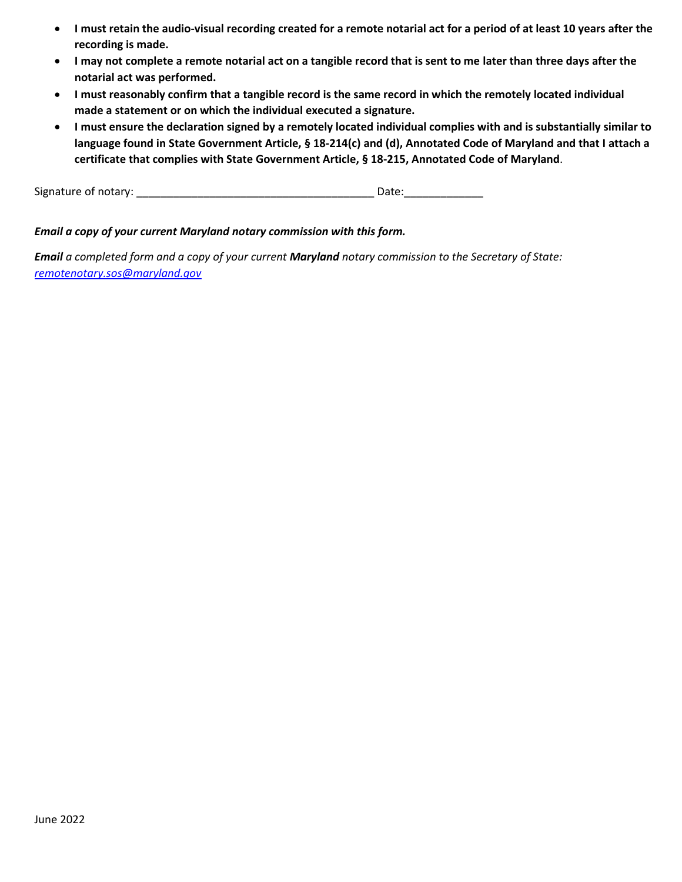- **I must retain the audio-visual recording created for a remote notarial act for a period of at least 10 years after the recording is made.**
- **I may not complete a remote notarial act on a tangible record that is sent to me later than three days after the notarial act was performed.**
- **I must reasonably confirm that a tangible record is the same record in which the remotely located individual made a statement or on which the individual executed a signature.**
- **I must ensure the declaration signed by a remotely located individual complies with and is substantially similar to language found in State Government Article, § 18-214(c) and (d), Annotated Code of Maryland and that I attach a certificate that complies with State Government Article, § 18-215, Annotated Code of Maryland**.

Signature of notary: _______________________________________ Date:_____________

***Email a copy of your current Maryland notary commission with this form.***

***Email*** *a completed form and a copy of your current* ***Maryland*** *notary commission to the Secretary of State:* *remotenotary.sos@maryland.gov*

June 2022